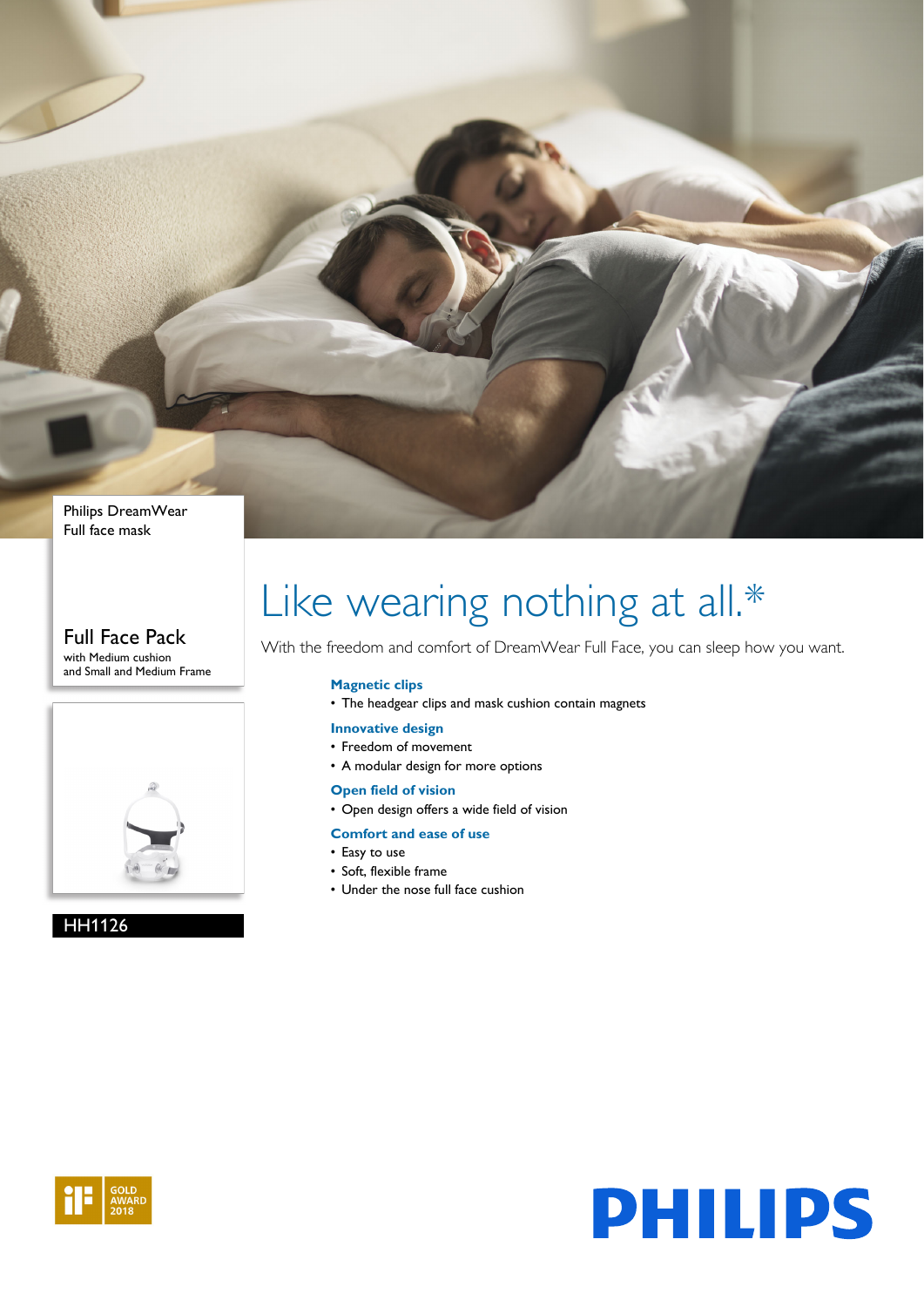Philips DreamWear
Full face mask

## Full Face Pack

with Medium cushion
and Small and Medium Frame

HH1126

# Like wearing nothing at all.*

With the freedom and comfort of DreamWear Full Face, you can sleep how you want.

### Magnetic clips

- The headgear clips and mask cushion contain magnets

### Innovative design

- Freedom of movement
- A modular design for more options

### Open field of vision

- Open design offers a wide field of vision

### Comfort and ease of use

- Easy to use
- Soft, flexible frame
- Under the nose full face cushion

iF GOLD AWARD 2018

PHILIPS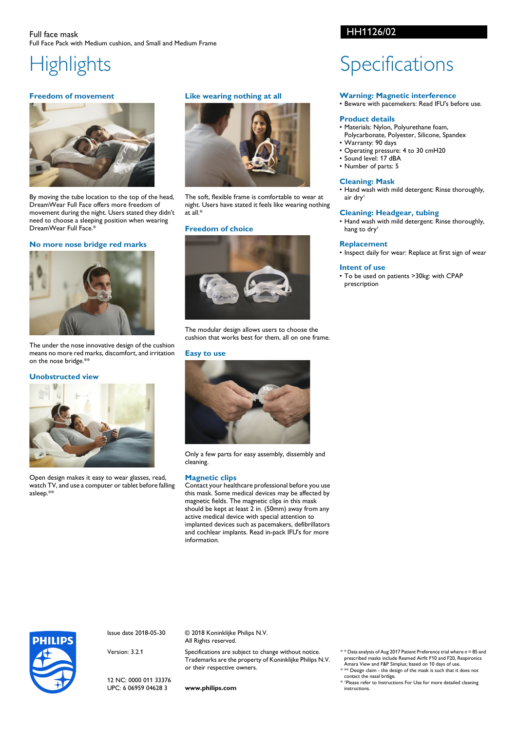Full face mask

Full Face Pack with Medium cushion, and Small and Medium Frame

HH1126/02

# Highlights

### Freedom of movement

By moving the tube location to the top of the head, DreamWear Full Face offers more freedom of movement during the night. Users stated they didn't need to choose a sleeping position when wearing DreamWear Full Face.*

### No more nose bridge red marks

The under the nose innovative design of the cushion means no more red marks, discomfort, and irritation on the nose bridge.**

### Unobstructed view

Open design makes it easy to wear glasses, read, watch TV, and use a computer or tablet before falling asleep.**

### Like wearing nothing at all

The soft, flexible frame is comfortable to wear at night. Users have stated it feels like wearing nothing at all.*

### Freedom of choice

The modular design allows users to choose the cushion that works best for them, all on one frame.

### Easy to use

Only a few parts for easy assembly, dissembly and cleaning.

### Magnetic clips

Contact your healthcare professional before you use this mask. Some medical devices may be affected by magnetic fields. The magnetic clips in this mask should be kept at least 2 in. (50mm) away from any active medical device with special attention to implanted devices such as pacemakers, defibrillators and cochlear implants. Read in-pack IFU's for more information.

# Specifications

### Warning: Magnetic interference

- Beware with pacemekers: Read IFU's before use.

### Product details

- Materials: Nylon, Polyurethane foam, Polycarbonate, Polyester, Silicone, Spandex
- Warranty: 90 days
- Operating pressure: 4 to 30 cmH20
- Sound level: 17 dBA
- Number of parts: 5

### Cleaning: Mask

- Hand wash with mild detergent: Rinse thoroughly, air dry[1]

### Cleaning: Headgear, tubing

- Hand wash with mild detergent: Rinse thoroughly, hang to dry[1]

### Replacement

- Inspect daily for wear: Replace at first sign of wear

### Intent of use

- To be used on patients >30kg: with CPAP prescription

Issue date 2018-05-30

Version: 3.2.1

12 NC: 0000 011 33376

UPC: 6 06959 04628 3

© 2018 Koninklijke Philips N.V.
All Rights reserved.

Specifications are subject to change without notice. Trademarks are the property of Koninklijke Philips N.V. or their respective owners.

www.philips.com

* * Data analysis of Aug 2017 Patient Preference trial where n = 85 and prescribed masks include Resmed Airfit F10 and F20, Respironics Amara View and F&P Simplus; based on 10 days of use.

* ** Design claim - the design of the mask is such that it does not contact the nasal brdige.

* [1]Please refer to Instructions For Use for more detailed cleaning instructions.